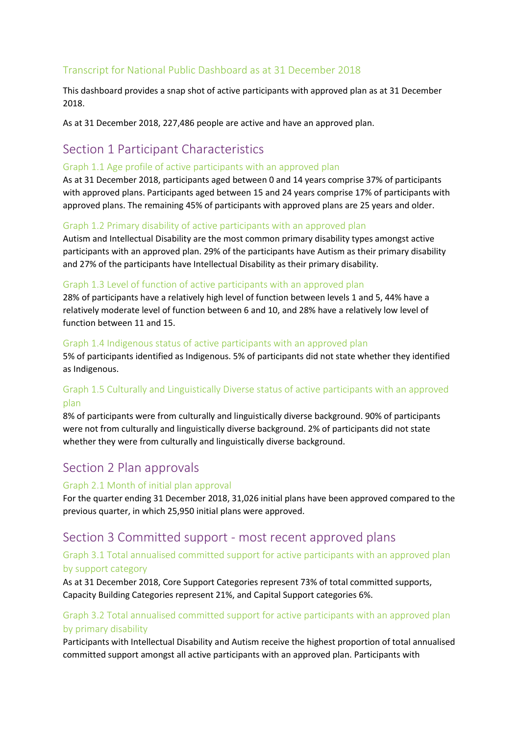## Transcript for National Public Dashboard as at 31 December 2018

This dashboard provides a snap shot of active participants with approved plan as at 31 December 2018.

As at 31 December 2018, 227,486 people are active and have an approved plan.

# Section 1 Participant Characteristics

### Graph 1.1 Age profile of active participants with an approved plan

As at 31 December 2018, participants aged between 0 and 14 years comprise 37% of participants with approved plans. Participants aged between 15 and 24 years comprise 17% of participants with approved plans. The remaining 45% of participants with approved plans are 25 years and older.

### Graph 1.2 Primary disability of active participants with an approved plan

Autism and Intellectual Disability are the most common primary disability types amongst active participants with an approved plan. 29% of the participants have Autism as their primary disability and 27% of the participants have Intellectual Disability as their primary disability.

### Graph 1.3 Level of function of active participants with an approved plan

28% of participants have a relatively high level of function between levels 1 and 5, 44% have a relatively moderate level of function between 6 and 10, and 28% have a relatively low level of function between 11 and 15.

### Graph 1.4 Indigenous status of active participants with an approved plan

5% of participants identified as Indigenous. 5% of participants did not state whether they identified as Indigenous.

### Graph 1.5 Culturally and Linguistically Diverse status of active participants with an approved plan

8% of participants were from culturally and linguistically diverse background. 90% of participants were not from culturally and linguistically diverse background. 2% of participants did not state whether they were from culturally and linguistically diverse background.

# Section 2 Plan approvals

### Graph 2.1 Month of initial plan approval

For the quarter ending 31 December 2018, 31,026 initial plans have been approved compared to the previous quarter, in which 25,950 initial plans were approved.

# Section 3 Committed support - most recent approved plans

### Graph 3.1 Total annualised committed support for active participants with an approved plan by support category

As at 31 December 2018, Core Support Categories represent 73% of total committed supports, Capacity Building Categories represent 21%, and Capital Support categories 6%.

### Graph 3.2 Total annualised committed support for active participants with an approved plan by primary disability

Participants with Intellectual Disability and Autism receive the highest proportion of total annualised committed support amongst all active participants with an approved plan. Participants with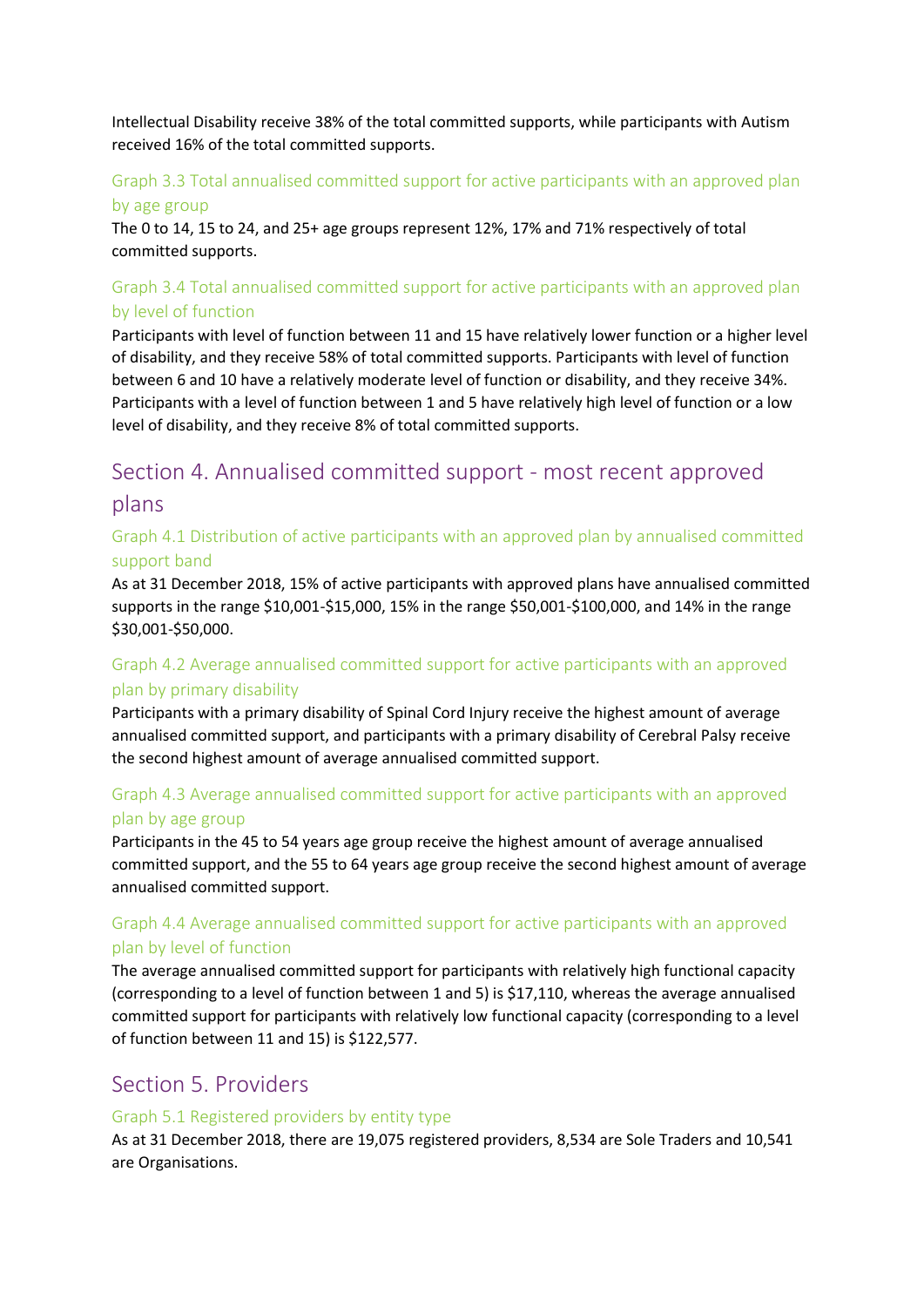Intellectual Disability receive 38% of the total committed supports, while participants with Autism received 16% of the total committed supports.

### Graph 3.3 Total annualised committed support for active participants with an approved plan by age group

The 0 to 14, 15 to 24, and 25+ age groups represent 12%, 17% and 71% respectively of total committed supports.

### Graph 3.4 Total annualised committed support for active participants with an approved plan by level of function

Participants with level of function between 11 and 15 have relatively lower function or a higher level of disability, and they receive 58% of total committed supports. Participants with level of function between 6 and 10 have a relatively moderate level of function or disability, and they receive 34%. Participants with a level of function between 1 and 5 have relatively high level of function or a low level of disability, and they receive 8% of total committed supports.

## Section 4. Annualised committed support - most recent approved plans

### Graph 4.1 Distribution of active participants with an approved plan by annualised committed support band

As at 31 December 2018, 15% of active participants with approved plans have annualised committed supports in the range $10,001-$15,000, 15% in the range $50,001-$100,000, and 14% in the range $30,001-$50,000.

### Graph 4.2 Average annualised committed support for active participants with an approved plan by primary disability

Participants with a primary disability of Spinal Cord Injury receive the highest amount of average annualised committed support, and participants with a primary disability of Cerebral Palsy receive the second highest amount of average annualised committed support.

### Graph 4.3 Average annualised committed support for active participants with an approved plan by age group

Participants in the 45 to 54 years age group receive the highest amount of average annualised committed support, and the 55 to 64 years age group receive the second highest amount of average annualised committed support.

### Graph 4.4 Average annualised committed support for active participants with an approved plan by level of function

The average annualised committed support for participants with relatively high functional capacity (corresponding to a level of function between 1 and 5) is $17,110, whereas the average annualised committed support for participants with relatively low functional capacity (corresponding to a level of function between 11 and 15) is $122,577.

## Section 5. Providers

### Graph 5.1 Registered providers by entity type

As at 31 December 2018, there are 19,075 registered providers, 8,534 are Sole Traders and 10,541 are Organisations.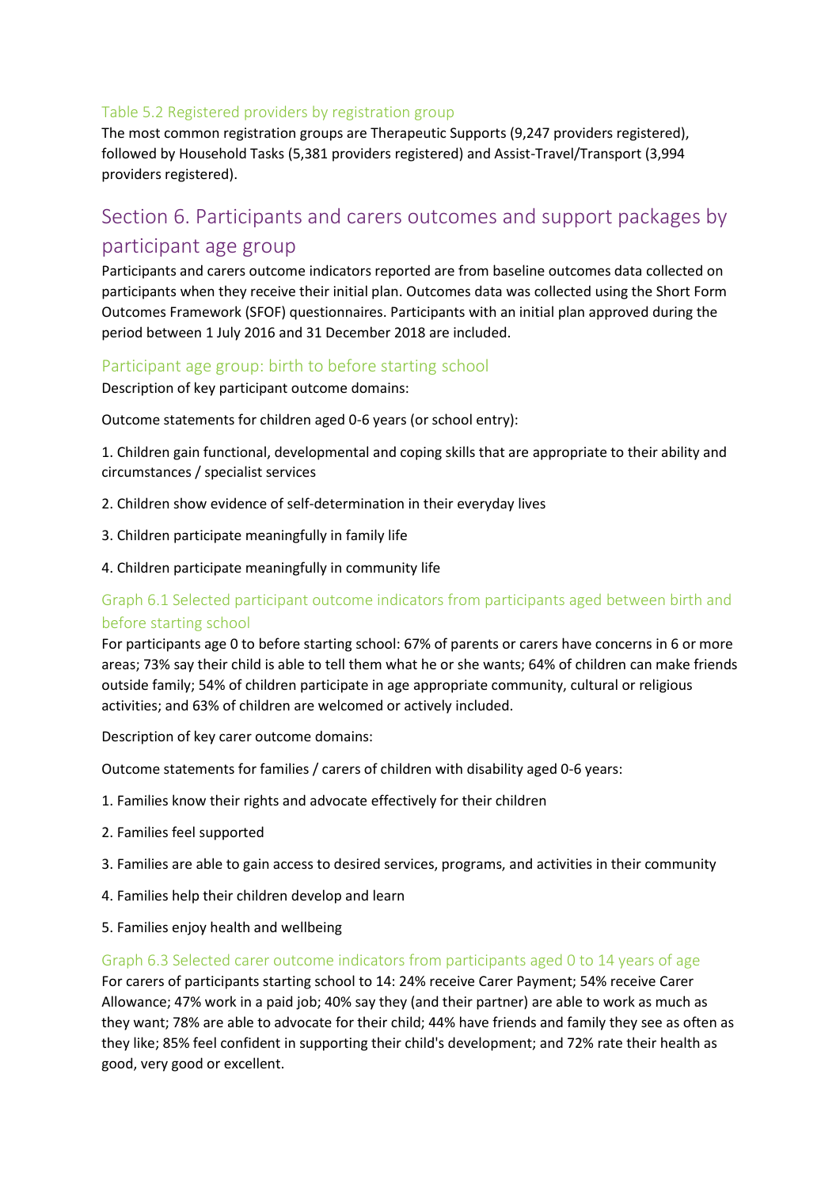### Table 5.2 Registered providers by registration group

The most common registration groups are Therapeutic Supports (9,247 providers registered), followed by Household Tasks (5,381 providers registered) and Assist-Travel/Transport (3,994 providers registered).

## Section 6. Participants and carers outcomes and support packages by participant age group

Participants and carers outcome indicators reported are from baseline outcomes data collected on participants when they receive their initial plan. Outcomes data was collected using the Short Form Outcomes Framework (SFOF) questionnaires. Participants with an initial plan approved during the period between 1 July 2016 and 31 December 2018 are included.

### Participant age group: birth to before starting school

Description of key participant outcome domains:

Outcome statements for children aged 0-6 years (or school entry):

1. Children gain functional, developmental and coping skills that are appropriate to their ability and circumstances / specialist services
2. Children show evidence of self-determination in their everyday lives
3. Children participate meaningfully in family life
4. Children participate meaningfully in community life

### Graph 6.1 Selected participant outcome indicators from participants aged between birth and before starting school

For participants age 0 to before starting school: 67% of parents or carers have concerns in 6 or more areas; 73% say their child is able to tell them what he or she wants; 64% of children can make friends outside family; 54% of children participate in age appropriate community, cultural or religious activities; and 63% of children are welcomed or actively included.

Description of key carer outcome domains:

Outcome statements for families / carers of children with disability aged 0-6 years:

1. Families know their rights and advocate effectively for their children
2. Families feel supported
3. Families are able to gain access to desired services, programs, and activities in their community
4. Families help their children develop and learn
5. Families enjoy health and wellbeing

### Graph 6.3 Selected carer outcome indicators from participants aged 0 to 14 years of age

For carers of participants starting school to 14: 24% receive Carer Payment; 54% receive Carer Allowance; 47% work in a paid job; 40% say they (and their partner) are able to work as much as they want; 78% are able to advocate for their child; 44% have friends and family they see as often as they like; 85% feel confident in supporting their child's development; and 72% rate their health as good, very good or excellent.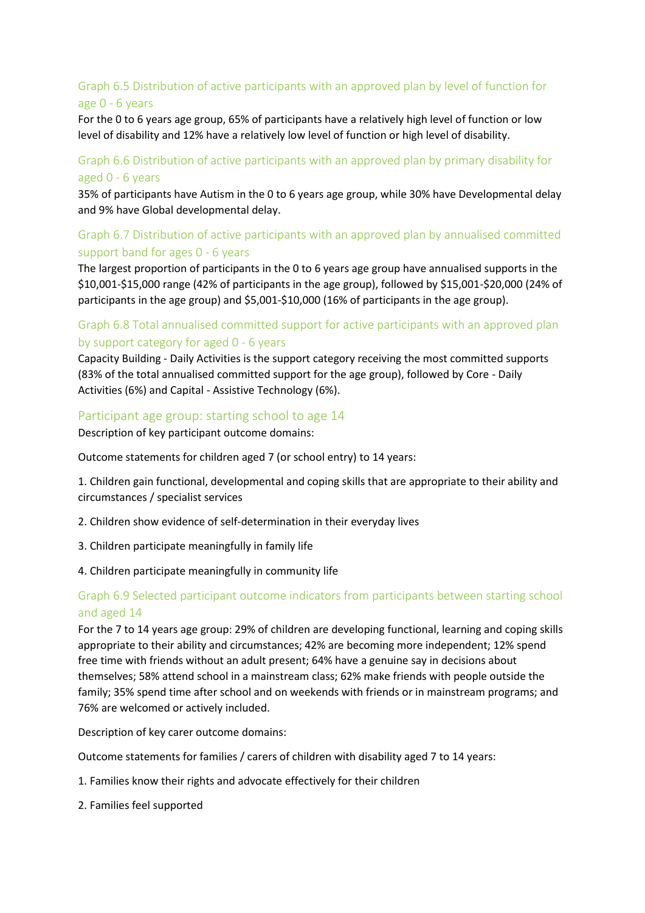### Graph 6.5 Distribution of active participants with an approved plan by level of function for age 0 - 6 years

For the 0 to 6 years age group, 65% of participants have a relatively high level of function or low level of disability and 12% have a relatively low level of function or high level of disability.

### Graph 6.6 Distribution of active participants with an approved plan by primary disability for aged 0 - 6 years

35% of participants have Autism in the 0 to 6 years age group, while 30% have Developmental delay and 9% have Global developmental delay.

### Graph 6.7 Distribution of active participants with an approved plan by annualised committed support band for ages 0 - 6 years

The largest proportion of participants in the 0 to 6 years age group have annualised supports in the $10,001-$15,000 range (42% of participants in the age group), followed by $15,001-$20,000 (24% of participants in the age group) and $5,001-$10,000 (16% of participants in the age group).

### Graph 6.8 Total annualised committed support for active participants with an approved plan by support category for aged 0 - 6 years

Capacity Building - Daily Activities is the support category receiving the most committed supports (83% of the total annualised committed support for the age group), followed by Core - Daily Activities (6%) and Capital - Assistive Technology (6%).

## Participant age group: starting school to age 14

Description of key participant outcome domains:

Outcome statements for children aged 7 (or school entry) to 14 years:

1. Children gain functional, developmental and coping skills that are appropriate to their ability and circumstances / specialist services
2. Children show evidence of self-determination in their everyday lives
3. Children participate meaningfully in family life
4. Children participate meaningfully in community life

### Graph 6.9 Selected participant outcome indicators from participants between starting school and aged 14

For the 7 to 14 years age group: 29% of children are developing functional, learning and coping skills appropriate to their ability and circumstances; 42% are becoming more independent; 12% spend free time with friends without an adult present; 64% have a genuine say in decisions about themselves; 58% attend school in a mainstream class; 62% make friends with people outside the family; 35% spend time after school and on weekends with friends or in mainstream programs; and 76% are welcomed or actively included.

Description of key carer outcome domains:

Outcome statements for families / carers of children with disability aged 7 to 14 years:

1. Families know their rights and advocate effectively for their children
2. Families feel supported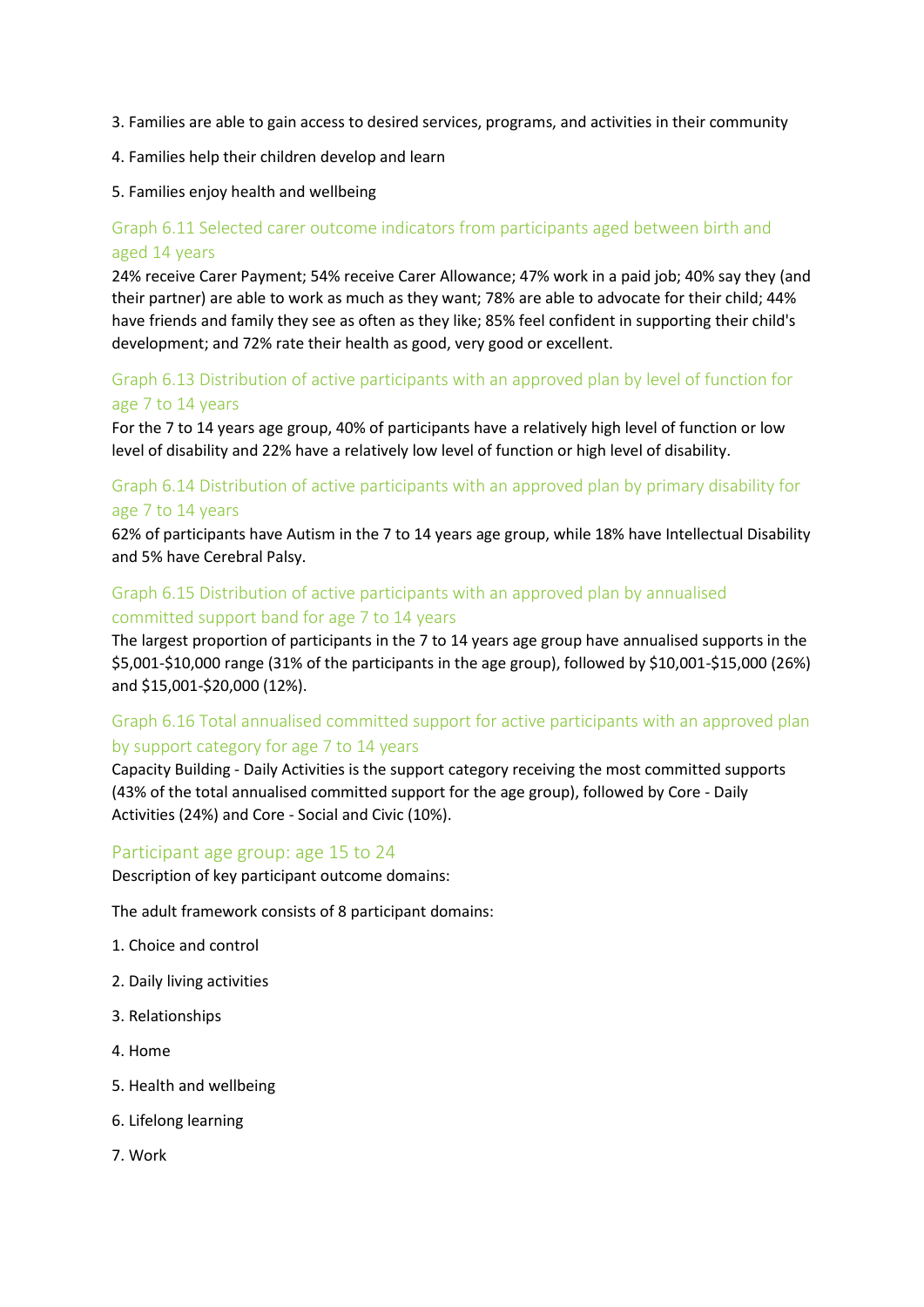3. Families are able to gain access to desired services, programs, and activities in their community

4. Families help their children develop and learn

5. Families enjoy health and wellbeing

### Graph 6.11 Selected carer outcome indicators from participants aged between birth and aged 14 years

24% receive Carer Payment; 54% receive Carer Allowance; 47% work in a paid job; 40% say they (and their partner) are able to work as much as they want; 78% are able to advocate for their child; 44% have friends and family they see as often as they like; 85% feel confident in supporting their child's development; and 72% rate their health as good, very good or excellent.

### Graph 6.13 Distribution of active participants with an approved plan by level of function for age 7 to 14 years

For the 7 to 14 years age group, 40% of participants have a relatively high level of function or low level of disability and 22% have a relatively low level of function or high level of disability.

### Graph 6.14 Distribution of active participants with an approved plan by primary disability for age 7 to 14 years

62% of participants have Autism in the 7 to 14 years age group, while 18% have Intellectual Disability and 5% have Cerebral Palsy.

### Graph 6.15 Distribution of active participants with an approved plan by annualised committed support band for age 7 to 14 years

The largest proportion of participants in the 7 to 14 years age group have annualised supports in the $5,001-$10,000 range (31% of the participants in the age group), followed by $10,001-$15,000 (26%) and $15,001-$20,000 (12%).

### Graph 6.16 Total annualised committed support for active participants with an approved plan by support category for age 7 to 14 years

Capacity Building - Daily Activities is the support category receiving the most committed supports (43% of the total annualised committed support for the age group), followed by Core - Daily Activities (24%) and Core - Social and Civic (10%).

## Participant age group: age 15 to 24

Description of key participant outcome domains:

The adult framework consists of 8 participant domains:

1. Choice and control

2. Daily living activities

3. Relationships

4. Home

5. Health and wellbeing

6. Lifelong learning

7. Work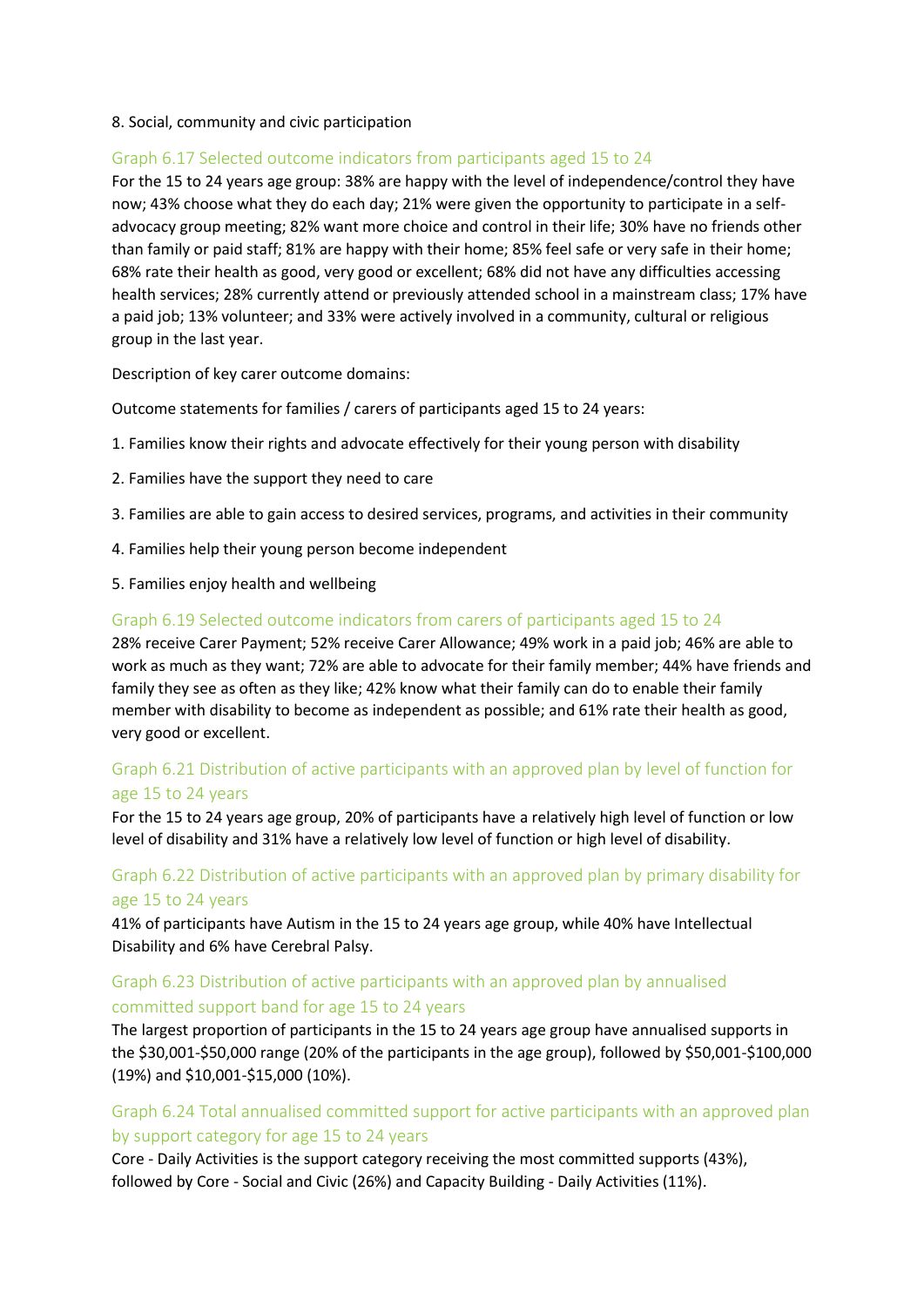8. Social, community and civic participation

### Graph 6.17 Selected outcome indicators from participants aged 15 to 24

For the 15 to 24 years age group: 38% are happy with the level of independence/control they have now; 43% choose what they do each day; 21% were given the opportunity to participate in a self-advocacy group meeting; 82% want more choice and control in their life; 30% have no friends other than family or paid staff; 81% are happy with their home; 85% feel safe or very safe in their home; 68% rate their health as good, very good or excellent; 68% did not have any difficulties accessing health services; 28% currently attend or previously attended school in a mainstream class; 17% have a paid job; 13% volunteer; and 33% were actively involved in a community, cultural or religious group in the last year.

Description of key carer outcome domains:

Outcome statements for families / carers of participants aged 15 to 24 years:

1. Families know their rights and advocate effectively for their young person with disability
2. Families have the support they need to care
3. Families are able to gain access to desired services, programs, and activities in their community
4. Families help their young person become independent
5. Families enjoy health and wellbeing

### Graph 6.19 Selected outcome indicators from carers of participants aged 15 to 24

28% receive Carer Payment; 52% receive Carer Allowance; 49% work in a paid job; 46% are able to work as much as they want; 72% are able to advocate for their family member; 44% have friends and family they see as often as they like; 42% know what their family can do to enable their family member with disability to become as independent as possible; and 61% rate their health as good, very good or excellent.

### Graph 6.21 Distribution of active participants with an approved plan by level of function for age 15 to 24 years

For the 15 to 24 years age group, 20% of participants have a relatively high level of function or low level of disability and 31% have a relatively low level of function or high level of disability.

### Graph 6.22 Distribution of active participants with an approved plan by primary disability for age 15 to 24 years

41% of participants have Autism in the 15 to 24 years age group, while 40% have Intellectual Disability and 6% have Cerebral Palsy.

### Graph 6.23 Distribution of active participants with an approved plan by annualised committed support band for age 15 to 24 years

The largest proportion of participants in the 15 to 24 years age group have annualised supports in the $30,001-$50,000 range (20% of the participants in the age group), followed by $50,001-$100,000 (19%) and $10,001-$15,000 (10%).

### Graph 6.24 Total annualised committed support for active participants with an approved plan by support category for age 15 to 24 years

Core - Daily Activities is the support category receiving the most committed supports (43%), followed by Core - Social and Civic (26%) and Capacity Building - Daily Activities (11%).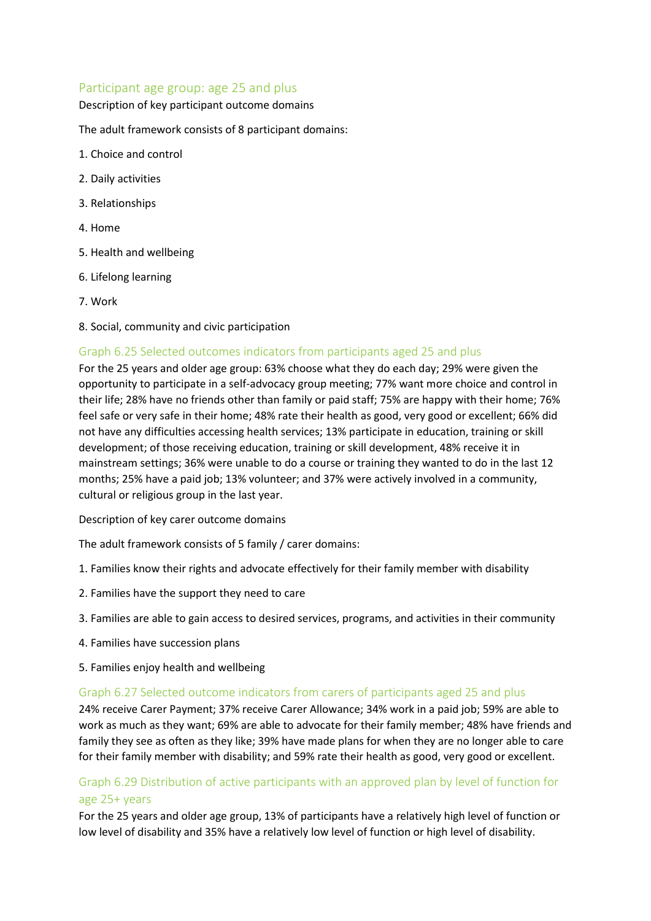## Participant age group: age 25 and plus

Description of key participant outcome domains

The adult framework consists of 8 participant domains:

1. Choice and control
2. Daily activities
3. Relationships
4. Home
5. Health and wellbeing
6. Lifelong learning
7. Work
8. Social, community and civic participation

### Graph 6.25 Selected outcomes indicators from participants aged 25 and plus

For the 25 years and older age group: 63% choose what they do each day; 29% were given the opportunity to participate in a self-advocacy group meeting; 77% want more choice and control in their life; 28% have no friends other than family or paid staff; 75% are happy with their home; 76% feel safe or very safe in their home; 48% rate their health as good, very good or excellent; 66% did not have any difficulties accessing health services; 13% participate in education, training or skill development; of those receiving education, training or skill development, 48% receive it in mainstream settings; 36% were unable to do a course or training they wanted to do in the last 12 months; 25% have a paid job; 13% volunteer; and 37% were actively involved in a community, cultural or religious group in the last year.

Description of key carer outcome domains

The adult framework consists of 5 family / carer domains:

1. Families know their rights and advocate effectively for their family member with disability
2. Families have the support they need to care
3. Families are able to gain access to desired services, programs, and activities in their community
4. Families have succession plans
5. Families enjoy health and wellbeing

### Graph 6.27 Selected outcome indicators from carers of participants aged 25 and plus

24% receive Carer Payment; 37% receive Carer Allowance; 34% work in a paid job; 59% are able to work as much as they want; 69% are able to advocate for their family member; 48% have friends and family they see as often as they like; 39% have made plans for when they are no longer able to care for their family member with disability; and 59% rate their health as good, very good or excellent.

### Graph 6.29 Distribution of active participants with an approved plan by level of function for age 25+ years

For the 25 years and older age group, 13% of participants have a relatively high level of function or low level of disability and 35% have a relatively low level of function or high level of disability.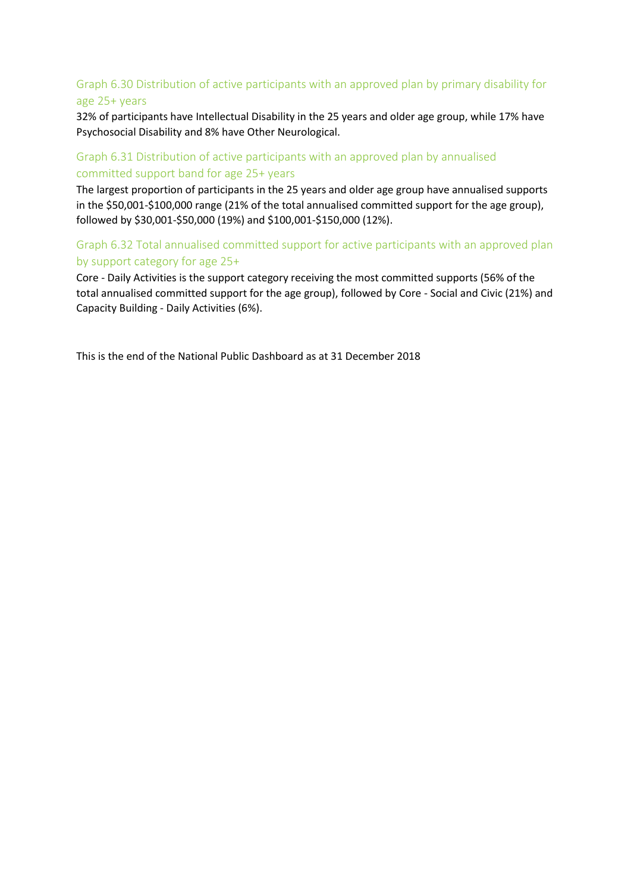### Graph 6.30 Distribution of active participants with an approved plan by primary disability for age 25+ years

32% of participants have Intellectual Disability in the 25 years and older age group, while 17% have Psychosocial Disability and 8% have Other Neurological.

### Graph 6.31 Distribution of active participants with an approved plan by annualised committed support band for age 25+ years

The largest proportion of participants in the 25 years and older age group have annualised supports in the $50,001-$100,000 range (21% of the total annualised committed support for the age group), followed by $30,001-$50,000 (19%) and $100,001-$150,000 (12%).

### Graph 6.32 Total annualised committed support for active participants with an approved plan by support category for age 25+

Core - Daily Activities is the support category receiving the most committed supports (56% of the total annualised committed support for the age group), followed by Core - Social and Civic (21%) and Capacity Building - Daily Activities (6%).

This is the end of the National Public Dashboard as at 31 December 2018